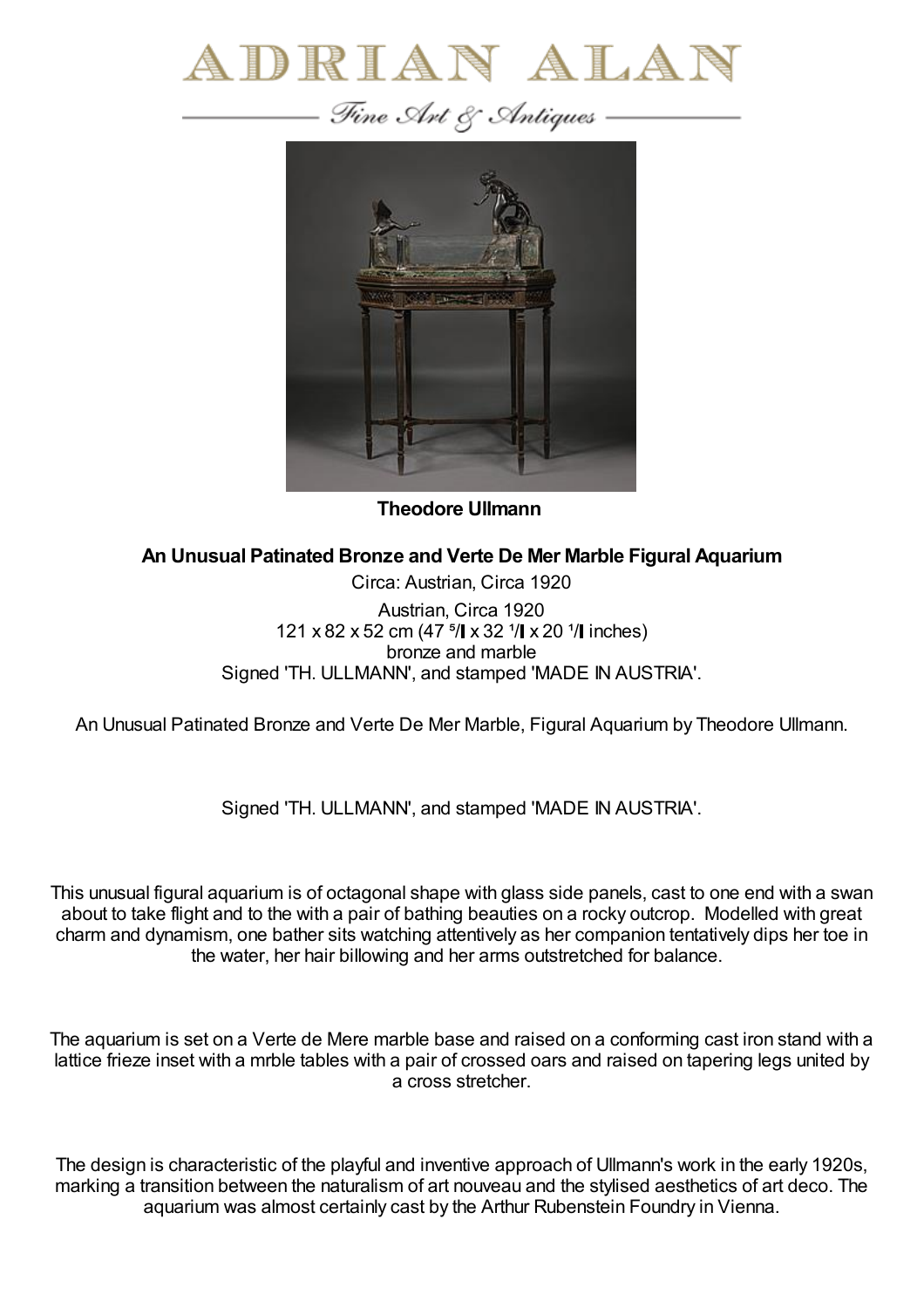# ADRIAN ALAN

*Fine Art & Antiques*

**Theodore Ullmann**

**An Unusual Patinated Bronze and Verte De Mer Marble Figural Aquarium**

Circa: Austrian, Circa 1920

Austrian, Circa 1920
121 x 82 x 52 cm (47 5/8 x 32 1/4 x 20 1/2 inches)
bronze and marble
Signed 'TH. ULLMANN', and stamped 'MADE IN AUSTRIA'.

An Unusual Patinated Bronze and Verte De Mer Marble, Figural Aquarium by Theodore Ullmann.

Signed 'TH. ULLMANN', and stamped 'MADE IN AUSTRIA'.

This unusual figural aquarium is of octagonal shape with glass side panels, cast to one end with a swan about to take flight and to the with a pair of bathing beauties on a rocky outcrop. Modelled with great charm and dynamism, one bather sits watching attentively as her companion tentatively dips her toe in the water, her hair billowing and her arms outstretched for balance.

The aquarium is set on a Verte de Mere marble base and raised on a conforming cast iron stand with a lattice frieze inset with a mrble tables with a pair of crossed oars and raised on tapering legs united by a cross stretcher.

The design is characteristic of the playful and inventive approach of Ullmann's work in the early 1920s, marking a transition between the naturalism of art nouveau and the stylised aesthetics of art deco. The aquarium was almost certainly cast by the Arthur Rubenstein Foundry in Vienna.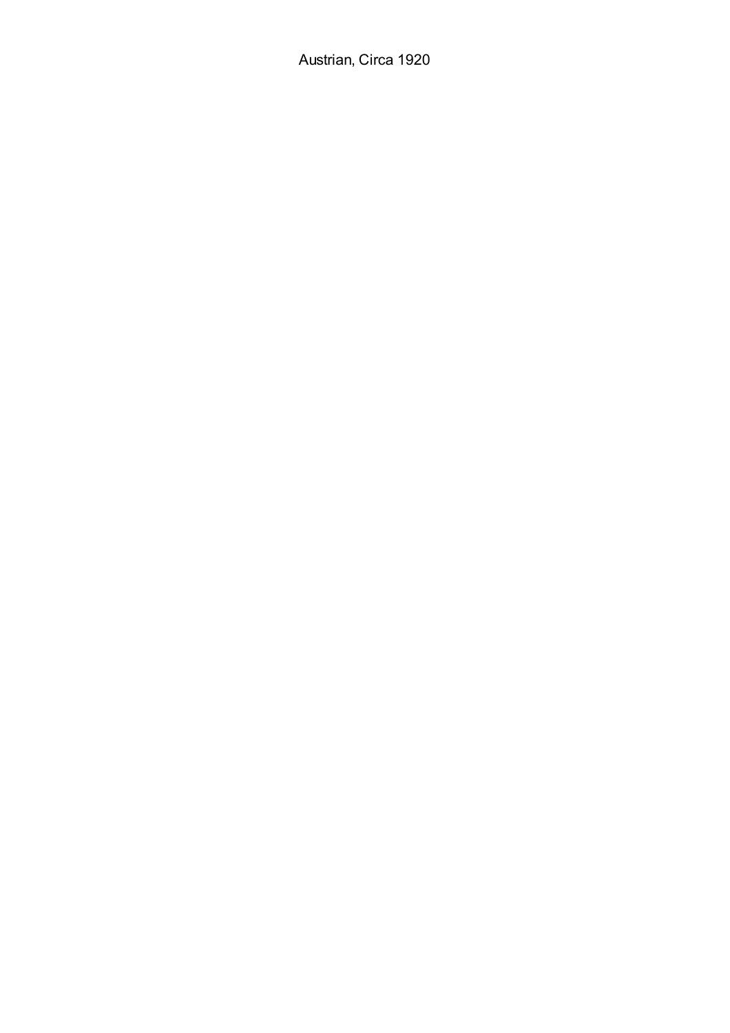Austrian, Circa 1920